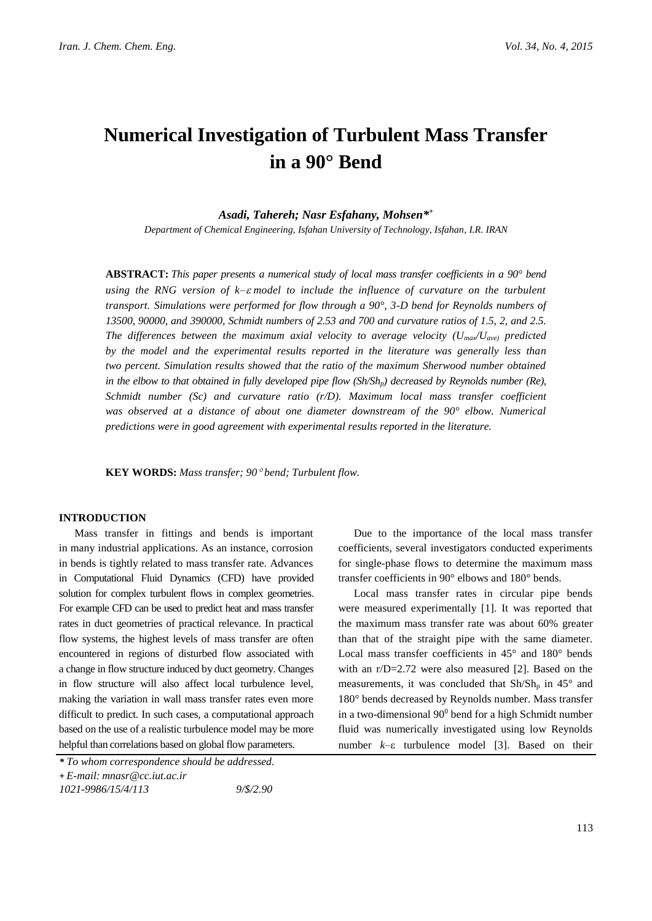# Numerical Investigation of Turbulent Mass Transfer in a 90° Bend

***Asadi, Tahereh; Nasr Esfahany, Mohsen*[+]***

*Department of Chemical Engineering, Isfahan University of Technology, Isfahan, I.R. IRAN*

**ABSTRACT:** *This paper presents a numerical study of local mass transfer coefficients in a 90° bend using the RNG version of $k$–$\varepsilon$ model to include the influence of curvature on the turbulent transport. Simulations were performed for flow through a 90°, 3-D bend for Reynolds numbers of 13500, 90000, and 390000, Schmidt numbers of 2.53 and 700 and curvature ratios of 1.5, 2, and 2.5. The differences between the maximum axial velocity to average velocity ($U_{max}/U_{ave}$) predicted by the model and the experimental results reported in the literature was generally less than two percent. Simulation results showed that the ratio of the maximum Sherwood number obtained in the elbow to that obtained in fully developed pipe flow ($Sh/Sh_p$) decreased by Reynolds number (Re), Schmidt number (Sc) and curvature ratio (r/D). Maximum local mass transfer coefficient was observed at a distance of about one diameter downstream of the 90° elbow. Numerical predictions were in good agreement with experimental results reported in the literature.*

**KEY WORDS:** *Mass transfer; 90° bend; Turbulent flow.*

## INTRODUCTION

Mass transfer in fittings and bends is important in many industrial applications. As an instance, corrosion in bends is tightly related to mass transfer rate. Advances in Computational Fluid Dynamics (CFD) have provided solution for complex turbulent flows in complex geometries. For example CFD can be used to predict heat and mass transfer rates in duct geometries of practical relevance. In practical flow systems, the highest levels of mass transfer are often encountered in regions of disturbed flow associated with a change in flow structure induced by duct geometry. Changes in flow structure will also affect local turbulence level, making the variation in wall mass transfer rates even more difficult to predict. In such cases, a computational approach based on the use of a realistic turbulence model may be more helpful than correlations based on global flow parameters.

Due to the importance of the local mass transfer coefficients, several investigators conducted experiments for single-phase flows to determine the maximum mass transfer coefficients in 90° elbows and 180° bends.

Local mass transfer rates in circular pipe bends were measured experimentally [1]. It was reported that the maximum mass transfer rate was about 60% greater than that of the straight pipe with the same diameter. Local mass transfer coefficients in 45° and 180° bends with an r/D=2.72 were also measured [2]. Based on the measurements, it was concluded that $Sh/Sh_p$ in 45° and 180° bends decreased by Reynolds number. Mass transfer in a two-dimensional $90^0$ bend for a high Schmidt number fluid was numerically investigated using low Reynolds number $k$–ε turbulence model [3]. Based on their

---

*\* To whom correspondence should be addressed.*
*+ E-mail: mnasr@cc.iut.ac.ir*
*1021-9986/15/4/113 9/$/2.90*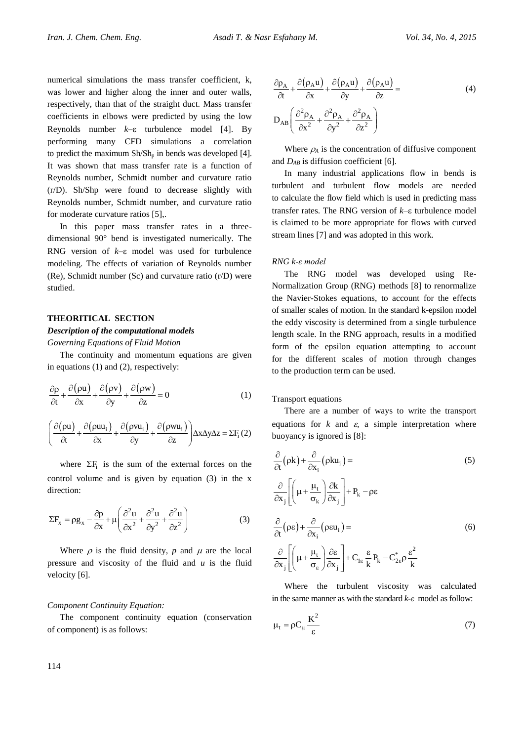numerical simulations the mass transfer coefficient, k, was lower and higher along the inner and outer walls, respectively, than that of the straight duct. Mass transfer coefficients in elbows were predicted by using the low Reynolds number *k*–ε turbulence model [4]. By performing many CFD simulations a correlation to predict the maximum $Sh/Sh_p$ in bends was developed [4]. It was shown that mass transfer rate is a function of Reynolds number, Schmidt number and curvature ratio (r/D). Sh/Shp were found to decrease slightly with Reynolds number, Schmidt number, and curvature ratio for moderate curvature ratios [5],.

In this paper mass transfer rates in a three-dimensional 90° bend is investigated numerically. The RNG version of *k*–ε model was used for turbulence modeling. The effects of variation of Reynolds number (Re), Schmidt number (Sc) and curvature ratio (r/D) were studied.

## THEORITICAL SECTION

### *Description of the computational models*

*Governing Equations of Fluid Motion*

The continuity and momentum equations are given in equations (1) and (2), respectively:

$$\frac{\partial \rho}{\partial t}+\frac{\partial(\rho u)}{\partial x}+\frac{\partial(\rho v)}{\partial y}+\frac{\partial(\rho w)}{\partial z}=0 \tag{1}$$

$$\left(\frac{\partial(\rho u)}{\partial t}+\frac{\partial(\rho u u_i)}{\partial x}+\frac{\partial(\rho v u_i)}{\partial y}+\frac{\partial(\rho w u_i)}{\partial z}\right)\Delta x \Delta y \Delta z=\Sigma F_i \tag{2}$$

where $\Sigma F_i$ is the sum of the external forces on the control volume and is given by equation (3) in the x direction:

$$\Sigma F_x=\rho g_x-\frac{\partial p}{\partial x}+\mu\left(\frac{\partial^2 u}{\partial x^2}+\frac{\partial^2 u}{\partial y^2}+\frac{\partial^2 u}{\partial z^2}\right) \tag{3}$$

Where $\rho$ is the fluid density, $p$ and $\mu$ are the local pressure and viscosity of the fluid and $u$ is the fluid velocity [6].

*Component Continuity Equation:*

The component continuity equation (conservation of component) is as follows:

$$\frac{\partial \rho_A}{\partial t}+\frac{\partial(\rho_A u)}{\partial x}+\frac{\partial(\rho_A u)}{\partial y}+\frac{\partial(\rho_A u)}{\partial z}= D_{AB}\left(\frac{\partial^2 \rho_A}{\partial x^2}+\frac{\partial^2 \rho_A}{\partial y^2}+\frac{\partial^2 \rho_A}{\partial z^2}\right) \tag{4}$$

Where $\rho_A$ is the concentration of diffusive component and $D_{AB}$ is diffusion coefficient [6].

In many industrial applications flow in bends is turbulent and turbulent flow models are needed to calculate the flow field which is used in predicting mass transfer rates. The RNG version of *k*–ε turbulence model is claimed to be more appropriate for flows with curved stream lines [7] and was adopted in this work.

*RNG k-ε model*

The RNG model was developed using Re-Normalization Group (RNG) methods [8] to renormalize the Navier-Stokes equations, to account for the effects of smaller scales of motion. In the standard k-epsilon model the eddy viscosity is determined from a single turbulence length scale. In the RNG approach, results in a modified form of the epsilon equation attempting to account for the different scales of motion through changes to the production term can be used.

Transport equations

There are a number of ways to write the transport equations for $k$ and $\varepsilon$, a simple interpretation where buoyancy is ignored is [8]:

$$\frac{\partial}{\partial t}(\rho k)+\frac{\partial}{\partial x_i}(\rho k u_i)= \frac{\partial}{\partial x_j}\left[\left(\mu+\frac{\mu_t}{\sigma_k}\right)\frac{\partial k}{\partial x_j}\right]+P_k-\rho\varepsilon \tag{5}$$

$$\frac{\partial}{\partial t}(\rho \varepsilon)+\frac{\partial}{\partial x_i}(\rho \varepsilon u_i)= \frac{\partial}{\partial x_j}\left[\left(\mu+\frac{\mu_t}{\sigma_\varepsilon}\right)\frac{\partial \varepsilon}{\partial x_j}\right]+C_{1\varepsilon}\frac{\varepsilon}{k}P_k-C^*_{2\varepsilon}\rho\frac{\varepsilon^2}{k} \tag{6}$$

Where the turbulent viscosity was calculated in the same manner as with the standard *k-ε* model as follow:

$$\mu_t=\rho C_\mu \frac{K^2}{\varepsilon} \tag{7}$$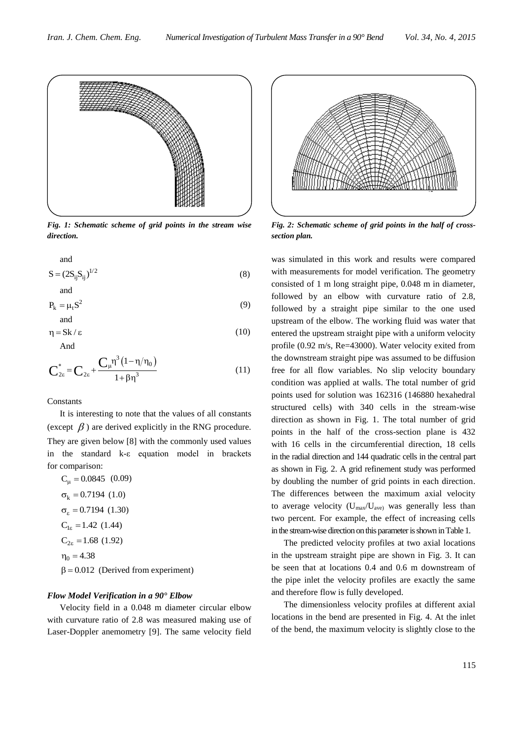Fig. 1: Schematic scheme of grid points in the stream wise direction.

Fig. 2: Schematic scheme of grid points in the half of cross-section plan.

and

$$S = (2S_{ij}S_{ij})^{1/2} \tag{8}$$

and

$$P_k = \mu_t S^2 \tag{9}$$

and

$$\eta = Sk / \varepsilon \tag{10}$$

And

$$C_{2\varepsilon}^{*} = C_{2\varepsilon} + \frac{C_{\mu}\eta^3 (1 - \eta/\eta_0)}{1 + \beta\eta^3} \tag{11}$$

Constants

It is interesting to note that the values of all constants (except $\beta$) are derived explicitly in the RNG procedure. They are given below [8] with the commonly used values in the standard k-ε equation model in brackets for comparison:

$C_{\mu} = 0.0845 \ \ (0.09)$

$\sigma_k = 0.7194 \ (1.0)$

$\sigma_{\varepsilon} = 0.7194 \ (1.30)$

$C_{1\varepsilon} = 1.42 \ (1.44)$

$C_{2\varepsilon} = 1.68 \ (1.92)$

$\eta_0 = 4.38$

$\beta = 0.012$ (Derived from experiment)

### *Flow Model Verification in a 90° Elbow*

Velocity field in a 0.048 m diameter circular elbow with curvature ratio of 2.8 was measured making use of Laser-Doppler anemometry [9]. The same velocity field was simulated in this work and results were compared with measurements for model verification. The geometry consisted of 1 m long straight pipe, 0.048 m in diameter, followed by an elbow with curvature ratio of 2.8, followed by a straight pipe similar to the one used upstream of the elbow. The working fluid was water that entered the upstream straight pipe with a uniform velocity profile (0.92 m/s, Re=43000). Water velocity exited from the downstream straight pipe was assumed to be diffusion free for all flow variables. No slip velocity boundary condition was applied at walls. The total number of grid points used for solution was 162316 (146880 hexahedral structured cells) with 340 cells in the stream-wise direction as shown in Fig. 1. The total number of grid points in the half of the cross-section plane is 432 with 16 cells in the circumferential direction, 18 cells in the radial direction and 144 quadratic cells in the central part as shown in Fig. 2. A grid refinement study was performed by doubling the number of grid points in each direction. The differences between the maximum axial velocity to average velocity ($U_{max}/U_{ave}$) was generally less than two percent. For example, the effect of increasing cells in the stream-wise direction on this parameter is shown in Table 1.

The predicted velocity profiles at two axial locations in the upstream straight pipe are shown in Fig. 3. It can be seen that at locations 0.4 and 0.6 m downstream of the pipe inlet the velocity profiles are exactly the same and therefore flow is fully developed.

The dimensionless velocity profiles at different axial locations in the bend are presented in Fig. 4. At the inlet of the bend, the maximum velocity is slightly close to the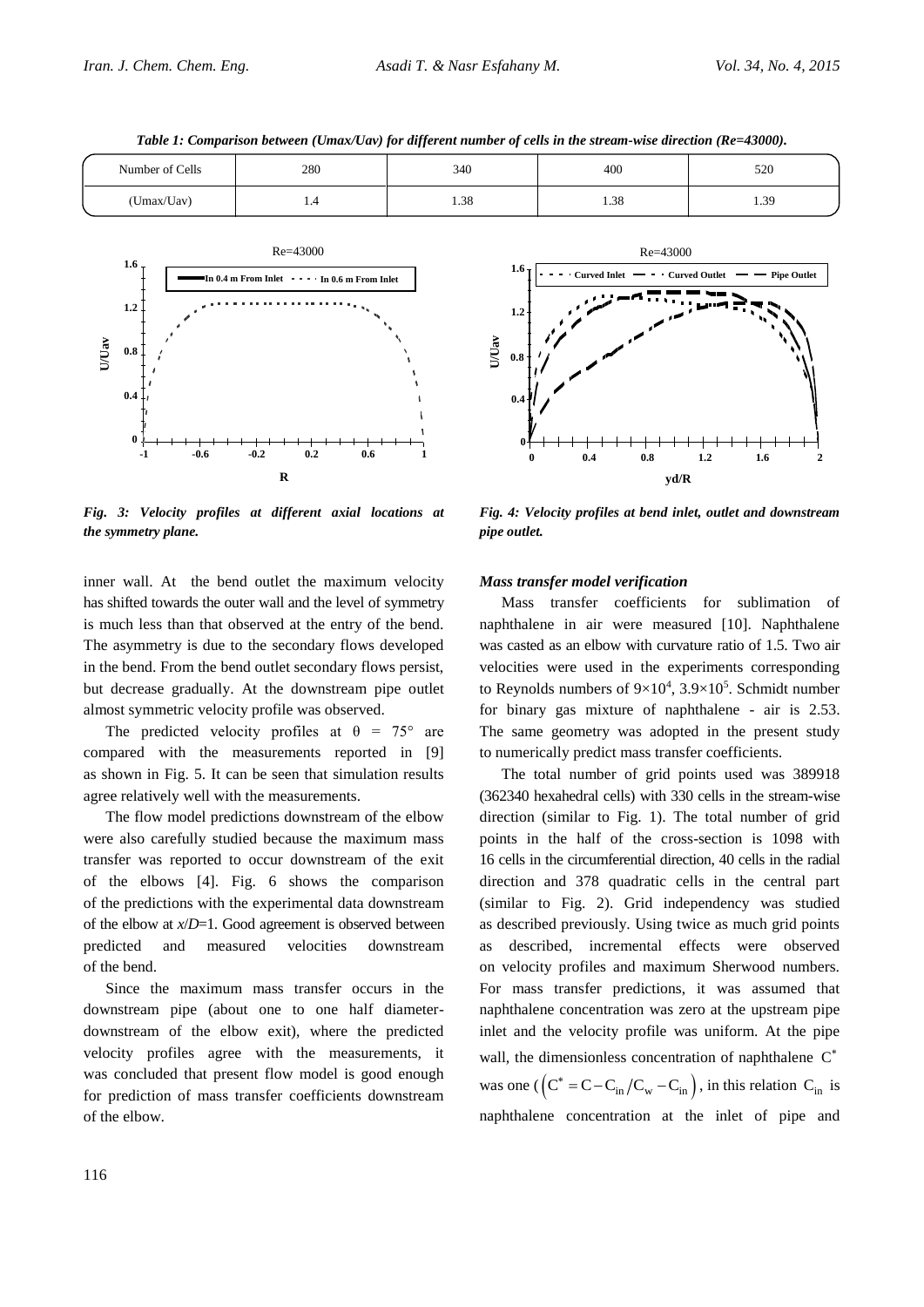*Table 1: Comparison between (Umax/Uav) for different number of cells in the stream-wise direction (Re=43000).*

| Number of Cells | 280 | 340 | 400 | 520 |
|---|---|---|---|---|
| (Umax/Uav) | 1.4 | 1.38 | 1.38 | 1.39 |

*Fig. 3: Velocity profiles at different axial locations at the symmetry plane.*

*Fig. 4: Velocity profiles at bend inlet, outlet and downstream pipe outlet.*

inner wall. At the bend outlet the maximum velocity has shifted towards the outer wall and the level of symmetry is much less than that observed at the entry of the bend. The asymmetry is due to the secondary flows developed in the bend. From the bend outlet secondary flows persist, but decrease gradually. At the downstream pipe outlet almost symmetric velocity profile was observed.

The predicted velocity profiles at θ = 75° are compared with the measurements reported in [9] as shown in Fig. 5. It can be seen that simulation results agree relatively well with the measurements.

The flow model predictions downstream of the elbow were also carefully studied because the maximum mass transfer was reported to occur downstream of the exit of the elbows [4]. Fig. 6 shows the comparison of the predictions with the experimental data downstream of the elbow at $x/D$=1. Good agreement is observed between predicted and measured velocities downstream of the bend.

Since the maximum mass transfer occurs in the downstream pipe (about one to one half diameter-downstream of the elbow exit), where the predicted velocity profiles agree with the measurements, it was concluded that present flow model is good enough for prediction of mass transfer coefficients downstream of the elbow.

### *Mass transfer model verification*

Mass transfer coefficients for sublimation of naphthalene in air were measured [10]. Naphthalene was casted as an elbow with curvature ratio of 1.5. Two air velocities were used in the experiments corresponding to Reynolds numbers of $9\times10^4$, $3.9\times10^5$. Schmidt number for binary gas mixture of naphthalene - air is 2.53. The same geometry was adopted in the present study to numerically predict mass transfer coefficients.

The total number of grid points used was 389918 (362340 hexahedral cells) with 330 cells in the stream-wise direction (similar to Fig. 1). The total number of grid points in the half of the cross-section is 1098 with 16 cells in the circumferential direction, 40 cells in the radial direction and 378 quadratic cells in the central part (similar to Fig. 2). Grid independency was studied as described previously. Using twice as much grid points as described, incremental effects were observed on velocity profiles and maximum Sherwood numbers. For mass transfer predictions, it was assumed that naphthalene concentration was zero at the upstream pipe inlet and the velocity profile was uniform. At the pipe wall, the dimensionless concentration of naphthalene $C^*$ was one ($\left(C^* = C - C_{in}/C_w - C_{in}\right)$, in this relation $C_{in}$ is naphthalene concentration at the inlet of pipe and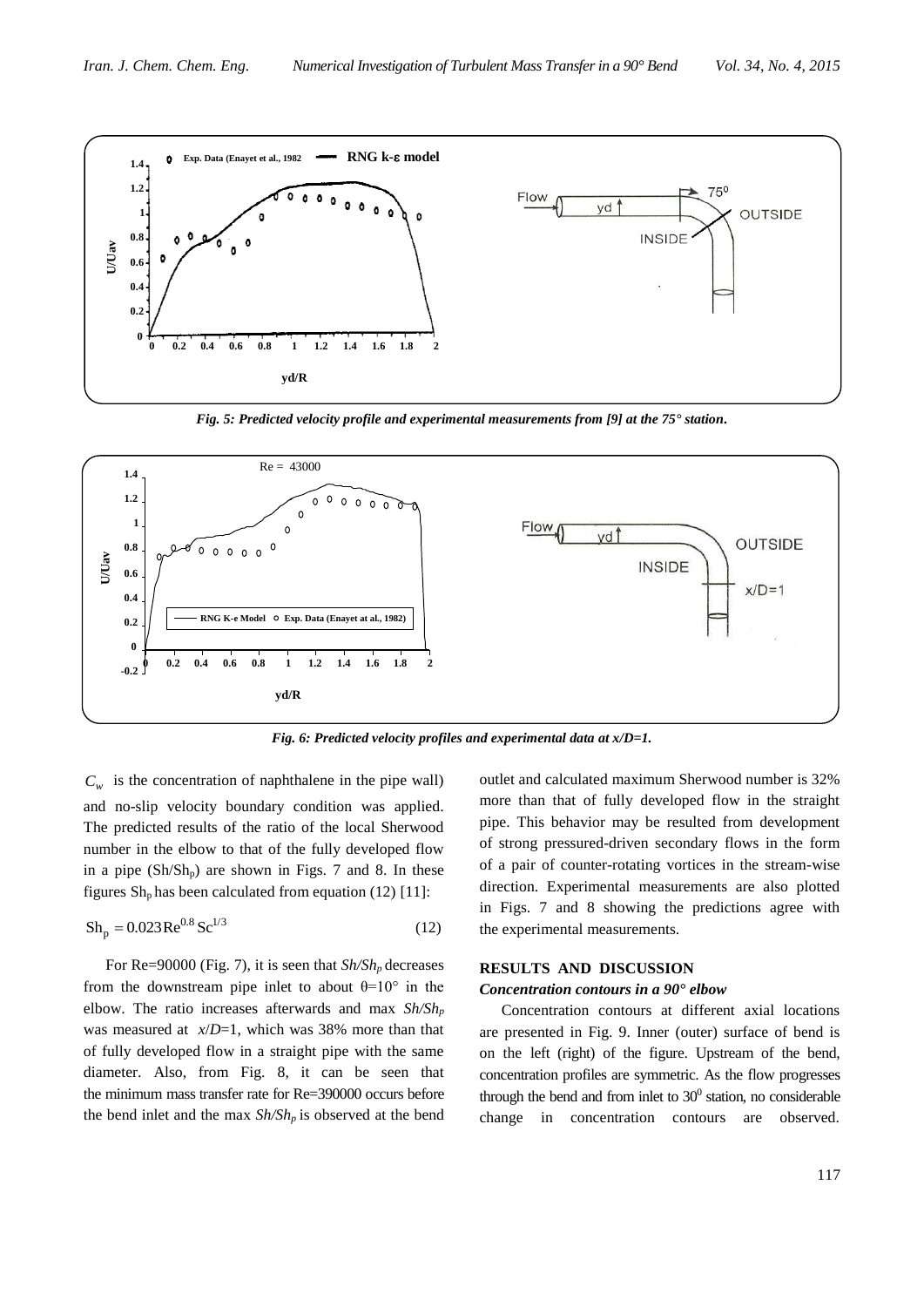Fig. 5: Predicted velocity profile and experimental measurements from [9] at the 75° station.

Fig. 6: Predicted velocity profiles and experimental data at x/D=1.

$C_w$ is the concentration of naphthalene in the pipe wall) and no-slip velocity boundary condition was applied. The predicted results of the ratio of the local Sherwood number in the elbow to that of the fully developed flow in a pipe ($Sh/Sh_p$) are shown in Figs. 7 and 8. In these figures $Sh_p$ has been calculated from equation (12) [11]:

$$Sh_p = 0.023 Re^{0.8} Sc^{1/3} \tag{12}$$

For Re=90000 (Fig. 7), it is seen that $Sh/Sh_p$ decreases from the downstream pipe inlet to about θ=10° in the elbow. The ratio increases afterwards and max $Sh/Sh_p$ was measured at $x/D$=1, which was 38% more than that of fully developed flow in a straight pipe with the same diameter. Also, from Fig. 8, it can be seen that the minimum mass transfer rate for Re=390000 occurs before the bend inlet and the max $Sh/Sh_p$ is observed at the bend outlet and calculated maximum Sherwood number is 32% more than that of fully developed flow in the straight pipe. This behavior may be resulted from development of strong pressured-driven secondary flows in the form of a pair of counter-rotating vortices in the stream-wise direction. Experimental measurements are also plotted in Figs. 7 and 8 showing the predictions agree with the experimental measurements.

## RESULTS AND DISCUSSION

### *Concentration contours in a 90° elbow*

Concentration contours at different axial locations are presented in Fig. 9. Inner (outer) surface of bend is on the left (right) of the figure. Upstream of the bend, concentration profiles are symmetric. As the flow progresses through the bend and from inlet to $30^0$ station, no considerable change in concentration contours are observed.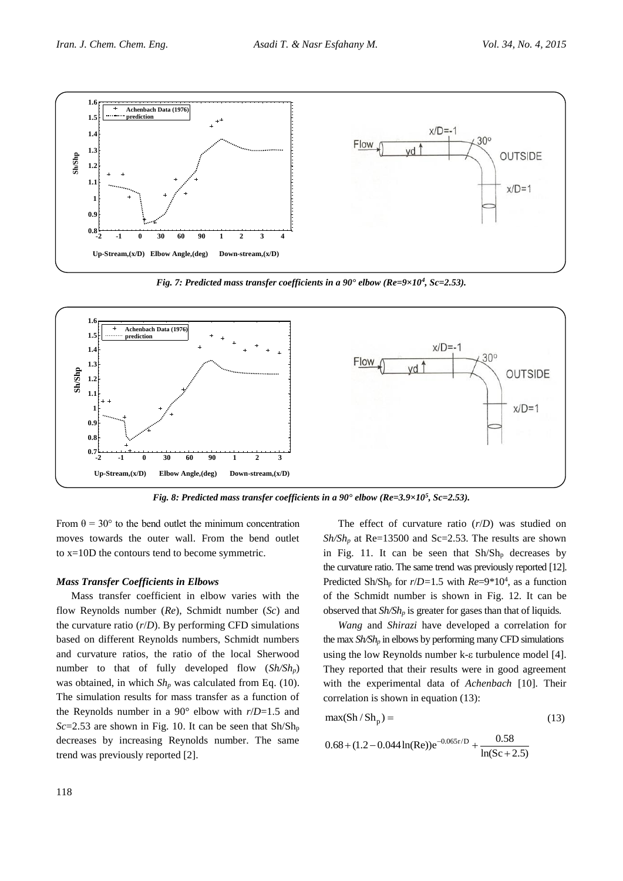Fig. 7: Predicted mass transfer coefficients in a 90° elbow ($Re=9\times10^4$, $Sc=2.53$).

Fig. 8: Predicted mass transfer coefficients in a 90° elbow ($Re=3.9\times10^5$, $Sc=2.53$).

From $\theta = 30°$ to the bend outlet the minimum concentration moves towards the outer wall. From the bend outlet to x=10D the contours tend to become symmetric.

### *Mass Transfer Coefficients in Elbows*

Mass transfer coefficient in elbow varies with the flow Reynolds number (*Re*), Schmidt number (*Sc*) and the curvature ratio ($r/D$). By performing CFD simulations based on different Reynolds numbers, Schmidt numbers and curvature ratios, the ratio of the local Sherwood number to that of fully developed flow ($Sh/Sh_p$) was obtained, in which $Sh_p$ was calculated from Eq. (10). The simulation results for mass transfer as a function of the Reynolds number in a 90° elbow with $r/D$=1.5 and $Sc$=2.53 are shown in Fig. 10. It can be seen that $Sh/Sh_p$ decreases by increasing Reynolds number. The same trend was previously reported [2].

The effect of curvature ratio ($r/D$) was studied on $Sh/Sh_p$ at Re=13500 and Sc=2.53. The results are shown in Fig. 11. It can be seen that $Sh/Sh_p$ decreases by the curvature ratio. The same trend was previously reported [12]. Predicted $Sh/Sh_p$ for $r/D$=1.5 with $Re$=9*10[4], as a function of the Schmidt number is shown in Fig. 12. It can be observed that $Sh/Sh_p$ is greater for gases than that of liquids.

*Wang* and *Shirazi* have developed a correlation for the max $Sh/Sh_p$ in elbows by performing many CFD simulations using the low Reynolds number k-ε turbulence model [4]. They reported that their results were in good agreement with the experimental data of *Achenbach* [10]. Their correlation is shown in equation (13):

$$\max(\mathrm{Sh}/\mathrm{Sh}_p) = \tag{13}$$

$$0.68 + (1.2 - 0.044\ln(\mathrm{Re}))e^{-0.065r/D} + \frac{0.58}{\ln(\mathrm{Sc}+2.5)}$$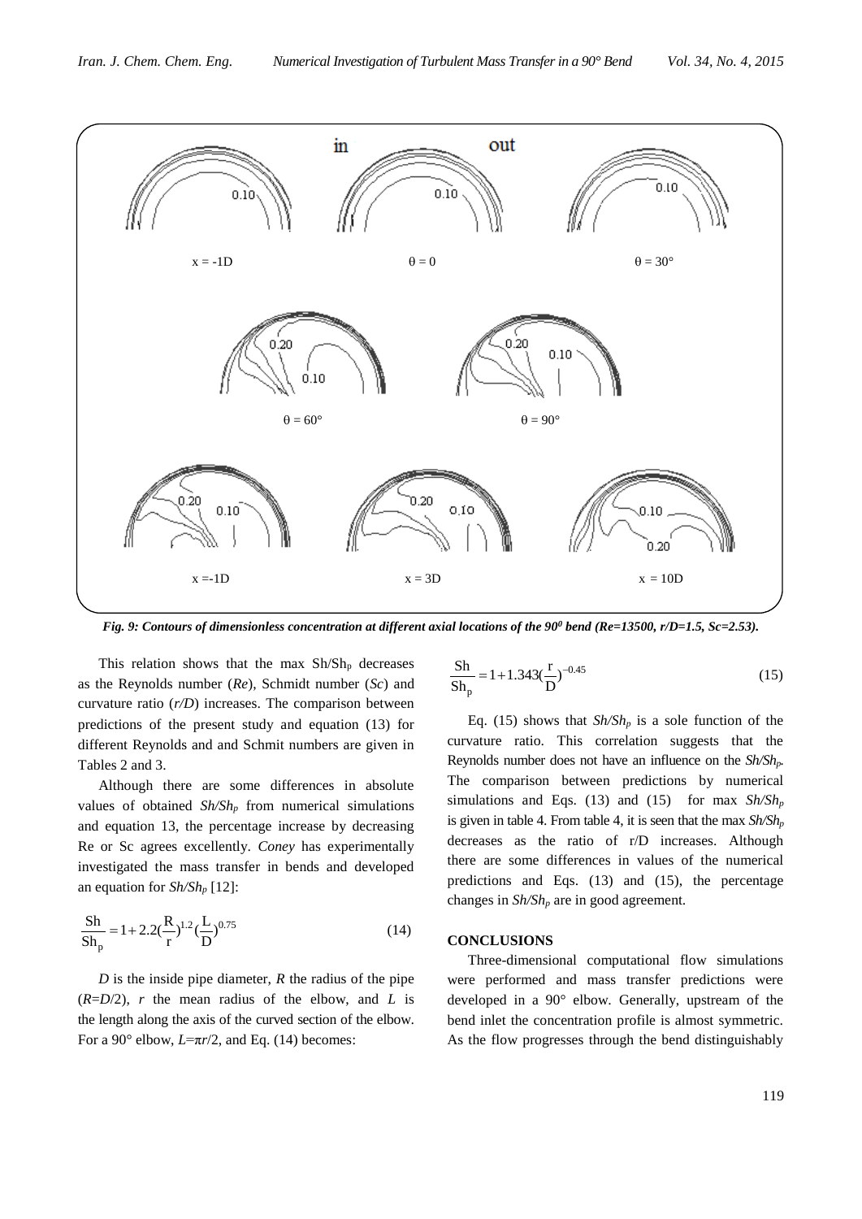*Fig. 9: Contours of dimensionless concentration at different axial locations of the 90° bend (Re=13500, r/D=1.5, Sc=2.53).*

This relation shows that the max $Sh/Sh_p$ decreases as the Reynolds number (*Re*), Schmidt number (*Sc*) and curvature ratio (*r/D*) increases. The comparison between predictions of the present study and equation (13) for different Reynolds and and Schmit numbers are given in Tables 2 and 3.

Although there are some differences in absolute values of obtained $Sh/Sh_p$ from numerical simulations and equation 13, the percentage increase by decreasing Re or Sc agrees excellently. *Coney* has experimentally investigated the mass transfer in bends and developed an equation for $Sh/Sh_p$ [12]:

$$\frac{Sh}{Sh_p} = 1 + 2.2(\frac{R}{r})^{1.2}(\frac{L}{D})^{0.75} \tag{14}$$

*D* is the inside pipe diameter, *R* the radius of the pipe ($R$=$D$/2), *r* the mean radius of the elbow, and *L* is the length along the axis of the curved section of the elbow. For a 90° elbow, $L$=$\pi r$/2, and Eq. (14) becomes:

$$\frac{Sh}{Sh_p} = 1 + 1.343(\frac{r}{D})^{-0.45} \tag{15}$$

Eq. (15) shows that $Sh/Sh_p$ is a sole function of the curvature ratio. This correlation suggests that the Reynolds number does not have an influence on the $Sh/Sh_p$. The comparison between predictions by numerical simulations and Eqs. (13) and (15) for max $Sh/Sh_p$ is given in table 4. From table 4, it is seen that the max $Sh/Sh_p$ decreases as the ratio of r/D increases. Although there are some differences in values of the numerical predictions and Eqs. (13) and (15), the percentage changes in $Sh/Sh_p$ are in good agreement.

## CONCLUSIONS

Three-dimensional computational flow simulations were performed and mass transfer predictions were developed in a 90° elbow. Generally, upstream of the bend inlet the concentration profile is almost symmetric. As the flow progresses through the bend distinguishably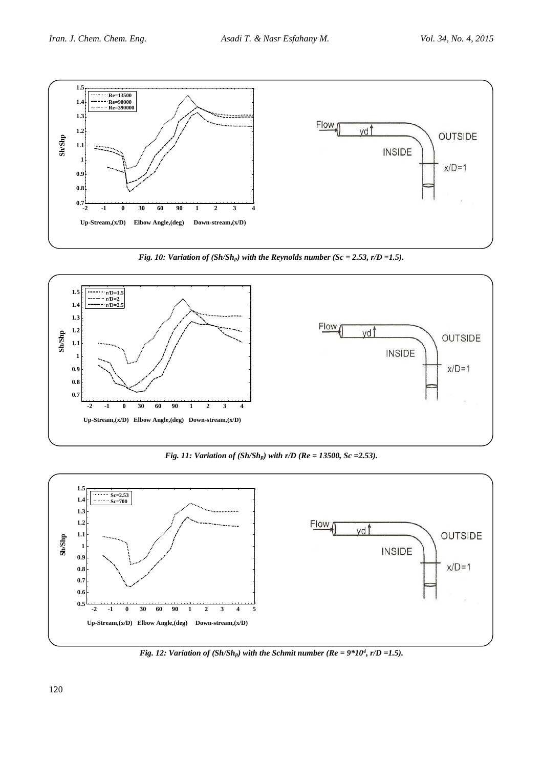*Fig. 10: Variation of ($Sh/Sh_p$) with the Reynolds number (Sc = 2.53, r/D =1.5).*

*Fig. 11: Variation of ($Sh/Sh_p$) with r/D (Re = 13500, Sc =2.53).*

*Fig. 12: Variation of ($Sh/Sh_p$) with the Schmit number (Re = $9*10^4$, r/D =1.5).*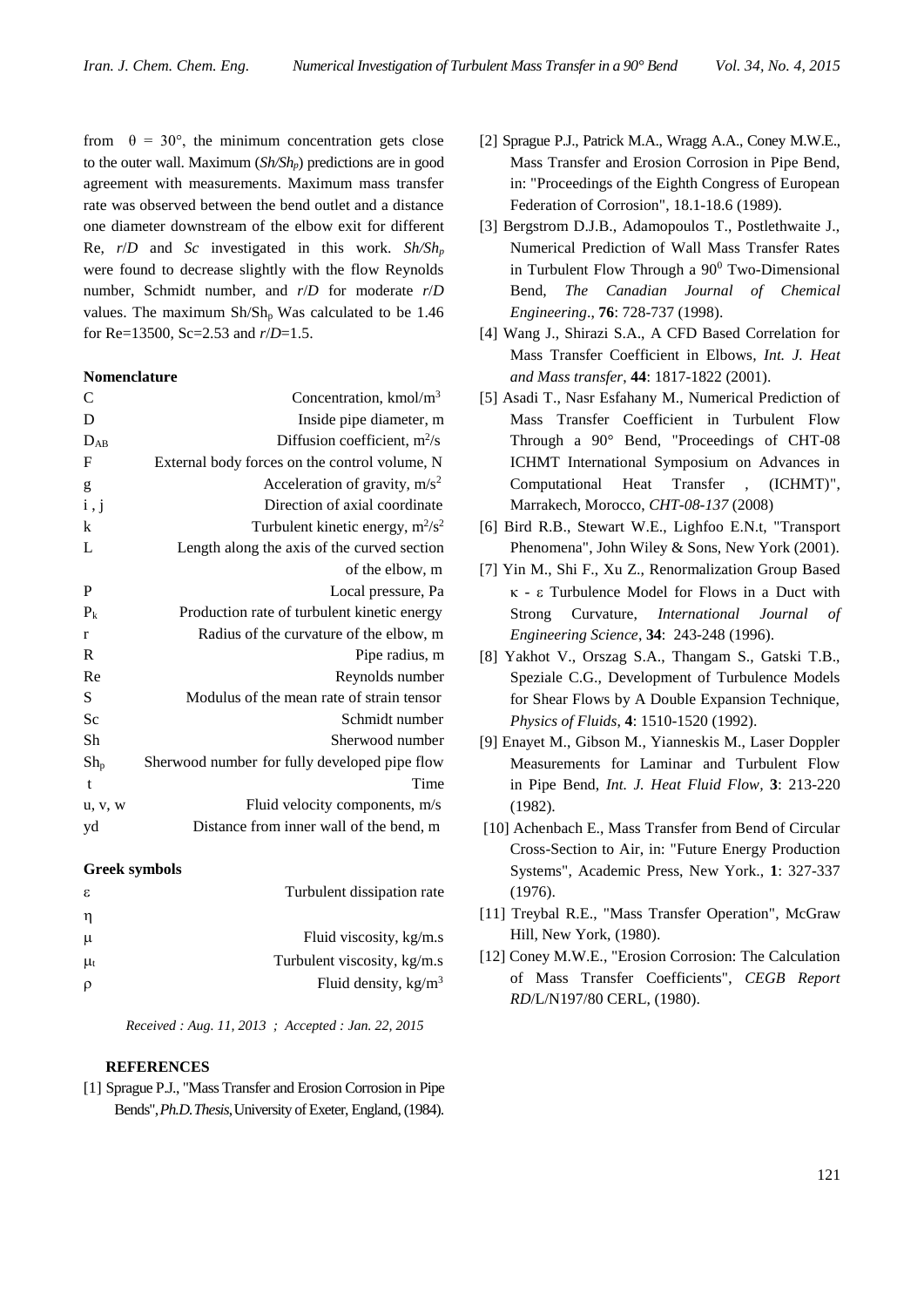from $\theta = 30°$, the minimum concentration gets close to the outer wall. Maximum ($Sh/Sh_p$) predictions are in good agreement with measurements. Maximum mass transfer rate was observed between the bend outlet and a distance one diameter downstream of the elbow exit for different Re, $r/D$ and $Sc$ investigated in this work. $Sh/Sh_p$ were found to decrease slightly with the flow Reynolds number, Schmidt number, and $r/D$ for moderate $r/D$ values. The maximum $Sh/Sh_p$ Was calculated to be 1.46 for Re=13500, Sc=2.53 and $r/D$=1.5.

**Nomenclature**

| | |
|---|---|
| C | Concentration, kmol/m$^3$ |
| D | Inside pipe diameter, m |
| $D_{AB}$ | Diffusion coefficient, m$^2$/s |
| F | External body forces on the control volume, N |
| g | Acceleration of gravity, m/s$^2$ |
| i , j | Direction of axial coordinate |
| k | Turbulent kinetic energy, m$^2$/s$^2$ |
| L | Length along the axis of the curved section of the elbow, m |
| P | Local pressure, Pa |
| $P_k$ | Production rate of turbulent kinetic energy |
| r | Radius of the curvature of the elbow, m |
| R | Pipe radius, m |
| Re | Reynolds number |
| S | Modulus of the mean rate of strain tensor |
| Sc | Schmidt number |
| Sh | Sherwood number |
| $Sh_p$ | Sherwood number for fully developed pipe flow |
| t | Time |
| u, v, w | Fluid velocity components, m/s |
| yd | Distance from inner wall of the bend, m |

**Greek symbols**

| | |
|---|---|
| $\varepsilon$ | Turbulent dissipation rate |
| $\eta$ | |
| $\mu$ | Fluid viscosity, kg/m.s |
| $\mu_t$ | Turbulent viscosity, kg/m.s |
| $\rho$ | Fluid density, kg/m$^3$ |

*Received : Aug. 11, 2013 ; Accepted : Jan. 22, 2015*

## REFERENCES

[1] Sprague P.J., "Mass Transfer and Erosion Corrosion in Pipe Bends", *Ph.D. Thesis*, University of Exeter, England, (1984).

[2] Sprague P.J., Patrick M.A., Wragg A.A., Coney M.W.E., Mass Transfer and Erosion Corrosion in Pipe Bend, in: "Proceedings of the Eighth Congress of European Federation of Corrosion", 18.1-18.6 (1989).

[3] Bergstrom D.J.B., Adamopoulos T., Postlethwaite J., Numerical Prediction of Wall Mass Transfer Rates in Turbulent Flow Through a 90$^0$ Two-Dimensional Bend, *The Canadian Journal of Chemical Engineering*., **76**: 728-737 (1998).

[4] Wang J., Shirazi S.A., A CFD Based Correlation for Mass Transfer Coefficient in Elbows, *Int. J. Heat and Mass transfer*, **44**: 1817-1822 (2001).

[5] Asadi T., Nasr Esfahany M., Numerical Prediction of Mass Transfer Coefficient in Turbulent Flow Through a 90° Bend, "Proceedings of CHT-08 ICHMT International Symposium on Advances in Computational Heat Transfer , (ICHMT)", Marrakech, Morocco, *CHT-08-137* (2008)

[6] Bird R.B., Stewart W.E., Lighfoo E.N.t, "Transport Phenomena", John Wiley & Sons, New York (2001).

[7] Yin M., Shi F., Xu Z., Renormalization Group Based κ - ε Turbulence Model for Flows in a Duct with Strong Curvature, *International Journal of Engineering Science*, **34**: 243-248 (1996).

[8] Yakhot V., Orszag S.A., Thangam S., Gatski T.B., Speziale C.G., Development of Turbulence Models for Shear Flows by A Double Expansion Technique, *Physics of Fluids*, **4**: 1510-1520 (1992).

[9] Enayet M., Gibson M., Yianneskis M., Laser Doppler Measurements for Laminar and Turbulent Flow in Pipe Bend, *Int. J. Heat Fluid Flow*, **3**: 213-220 (1982).

[10] Achenbach E., Mass Transfer from Bend of Circular Cross-Section to Air, in: "Future Energy Production Systems", Academic Press, New York., **1**: 327-337 (1976).

[11] Treybal R.E., "Mass Transfer Operation", McGraw Hill, New York, (1980).

[12] Coney M.W.E., "Erosion Corrosion: The Calculation of Mass Transfer Coefficients", *CEGB Report RD*/L/N197/80 CERL, (1980).